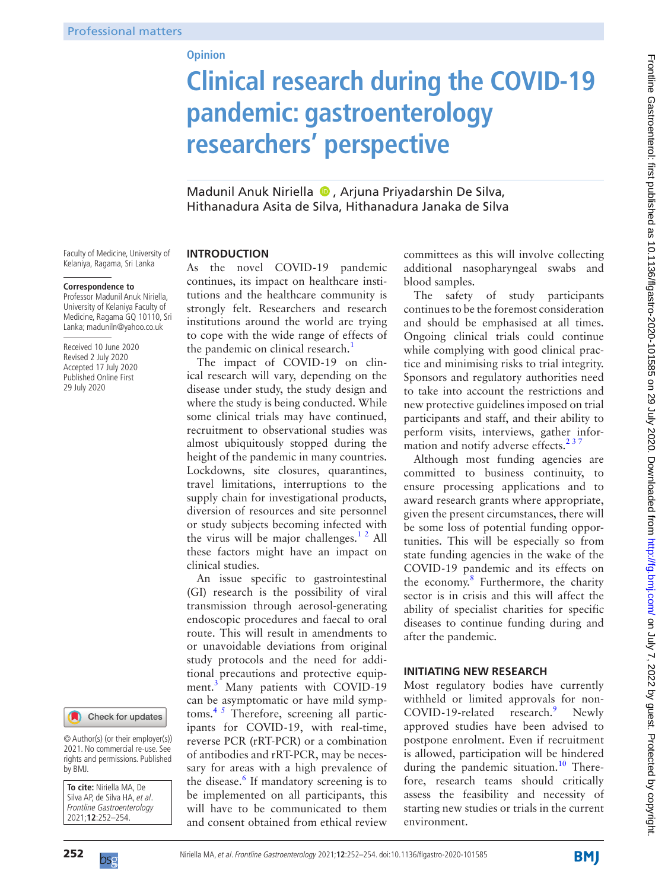Opinion

# Clinical research during the COVID-19 pandemic: gastroenterology researchers' perspective

Madunil Anuk Niriella, Arjuna Priyadarshin De Silva, Hithanadura Asita de Silva, Hithanadura Janaka de Silva

Faculty of Medicine, University of Kelaniya, Ragama, Sri Lanka

**Correspondence to**
Professor Madunil Anuk Niriella, University of Kelaniya Faculty of Medicine, Ragama GQ 10110, Sri Lanka; maduniln@yahoo.co.uk

Received 10 June 2020
Revised 2 July 2020
Accepted 17 July 2020
Published Online First 29 July 2020

© Author(s) (or their employer(s)) 2021. No commercial re-use. See rights and permissions. Published by BMJ.

**To cite:** Niriella MA, De Silva AP, de Silva HA, *et al*. *Frontline Gastroenterology* 2021;**12**:252–254.

## INTRODUCTION

As the novel COVID-19 pandemic continues, its impact on healthcare institutions and the healthcare community is strongly felt. Researchers and research institutions around the world are trying to cope with the wide range of effects of the pandemic on clinical research.[1]

The impact of COVID-19 on clinical research will vary, depending on the disease under study, the study design and where the study is being conducted. While some clinical trials may have continued, recruitment to observational studies was almost ubiquitously stopped during the height of the pandemic in many countries. Lockdowns, site closures, quarantines, travel limitations, interruptions to the supply chain for investigational products, diversion of resources and site personnel or study subjects becoming infected with the virus will be major challenges.[1 2] All these factors might have an impact on clinical studies.

An issue specific to gastrointestinal (GI) research is the possibility of viral transmission through aerosol-generating endoscopic procedures and faecal to oral route. This will result in amendments to or unavoidable deviations from original study protocols and the need for additional precautions and protective equipment.[3] Many patients with COVID-19 can be asymptomatic or have mild symptoms.[4 5] Therefore, screening all participants for COVID-19, with real-time, reverse PCR (rRT-PCR) or a combination of antibodies and rRT-PCR, may be necessary for areas with a high prevalence of the disease.[6] If mandatory screening is to be implemented on all participants, this will have to be communicated to them and consent obtained from ethical review committees as this will involve collecting additional nasopharyngeal swabs and blood samples.

The safety of study participants continues to be the foremost consideration and should be emphasised at all times. Ongoing clinical trials could continue while complying with good clinical practice and minimising risks to trial integrity. Sponsors and regulatory authorities need to take into account the restrictions and new protective guidelines imposed on trial participants and staff, and their ability to perform visits, interviews, gather information and notify adverse effects.[2 3 7]

Although most funding agencies are committed to business continuity, to ensure processing applications and to award research grants where appropriate, given the present circumstances, there will be some loss of potential funding opportunities. This will be especially so from state funding agencies in the wake of the COVID-19 pandemic and its effects on the economy.[8] Furthermore, the charity sector is in crisis and this will affect the ability of specialist charities for specific diseases to continue funding during and after the pandemic.

## INITIATING NEW RESEARCH

Most regulatory bodies have currently withheld or limited approvals for non-COVID-19-related research.[9] Newly approved studies have been advised to postpone enrolment. Even if recruitment is allowed, participation will be hindered during the pandemic situation.[10] Therefore, research teams should critically assess the feasibility and necessity of starting new studies or trials in the current environment.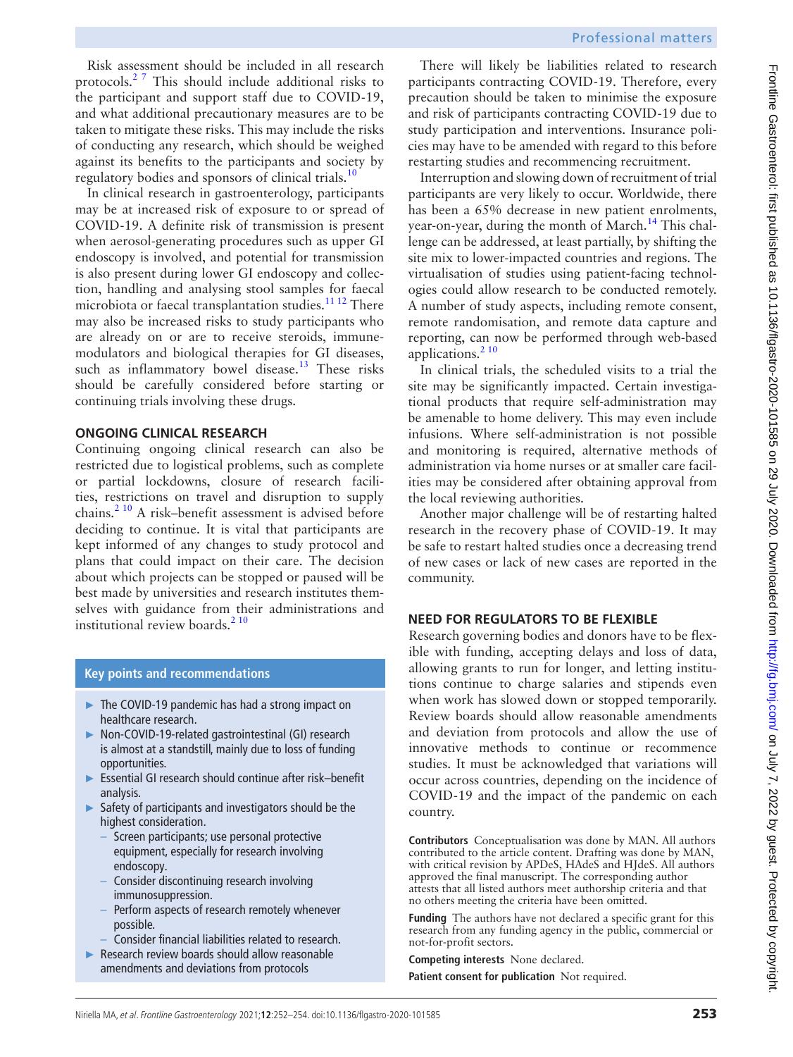Risk assessment should be included in all research protocols.[2 7] This should include additional risks to the participant and support staff due to COVID-19, and what additional precautionary measures are to be taken to mitigate these risks. This may include the risks of conducting any research, which should be weighed against its benefits to the participants and society by regulatory bodies and sponsors of clinical trials.[10]

In clinical research in gastroenterology, participants may be at increased risk of exposure to or spread of COVID-19. A definite risk of transmission is present when aerosol-generating procedures such as upper GI endoscopy is involved, and potential for transmission is also present during lower GI endoscopy and collection, handling and analysing stool samples for faecal microbiota or faecal transplantation studies.[11 12] There may also be increased risks to study participants who are already on or are to receive steroids, immune-modulators and biological therapies for GI diseases, such as inflammatory bowel disease.[13] These risks should be carefully considered before starting or continuing trials involving these drugs.

## ONGOING CLINICAL RESEARCH

Continuing ongoing clinical research can also be restricted due to logistical problems, such as complete or partial lockdowns, closure of research facilities, restrictions on travel and disruption to supply chains.[2 10] A risk–benefit assessment is advised before deciding to continue. It is vital that participants are kept informed of any changes to study protocol and plans that could impact on their care. The decision about which projects can be stopped or paused will be best made by universities and research institutes themselves with guidance from their administrations and institutional review boards.[2 10]

### Key points and recommendations

- The COVID-19 pandemic has had a strong impact on healthcare research.
- Non-COVID-19-related gastrointestinal (GI) research is almost at a standstill, mainly due to loss of funding opportunities.
- Essential GI research should continue after risk–benefit analysis.
- Safety of participants and investigators should be the highest consideration.
  - Screen participants; use personal protective equipment, especially for research involving endoscopy.
  - Consider discontinuing research involving immunosuppression.
  - Perform aspects of research remotely whenever possible.
  - Consider financial liabilities related to research.
- Research review boards should allow reasonable amendments and deviations from protocols

There will likely be liabilities related to research participants contracting COVID-19. Therefore, every precaution should be taken to minimise the exposure and risk of participants contracting COVID-19 due to study participation and interventions. Insurance policies may have to be amended with regard to this before restarting studies and recommencing recruitment.

Interruption and slowing down of recruitment of trial participants are very likely to occur. Worldwide, there has been a 65% decrease in new patient enrolments, year-on-year, during the month of March.[14] This challenge can be addressed, at least partially, by shifting the site mix to lower-impacted countries and regions. The virtualisation of studies using patient-facing technologies could allow research to be conducted remotely. A number of study aspects, including remote consent, remote randomisation, and remote data capture and reporting, can now be performed through web-based applications.[2 10]

In clinical trials, the scheduled visits to a trial the site may be significantly impacted. Certain investigational products that require self-administration may be amenable to home delivery. This may even include infusions. Where self-administration is not possible and monitoring is required, alternative methods of administration via home nurses or at smaller care facilities may be considered after obtaining approval from the local reviewing authorities.

Another major challenge will be of restarting halted research in the recovery phase of COVID-19. It may be safe to restart halted studies once a decreasing trend of new cases or lack of new cases are reported in the community.

## NEED FOR REGULATORS TO BE FLEXIBLE

Research governing bodies and donors have to be flexible with funding, accepting delays and loss of data, allowing grants to run for longer, and letting institutions continue to charge salaries and stipends even when work has slowed down or stopped temporarily. Review boards should allow reasonable amendments and deviation from protocols and allow the use of innovative methods to continue or recommence studies. It must be acknowledged that variations will occur across countries, depending on the incidence of COVID-19 and the impact of the pandemic on each country.

**Contributors** Conceptualisation was done by MAN. All authors contributed to the article content. Drafting was done by MAN, with critical revision by APDeS, HAdeS and HJdeS. All authors approved the final manuscript. The corresponding author attests that all listed authors meet authorship criteria and that no others meeting the criteria have been omitted.

**Funding** The authors have not declared a specific grant for this research from any funding agency in the public, commercial or not-for-profit sectors.

**Competing interests** None declared.

**Patient consent for publication** Not required.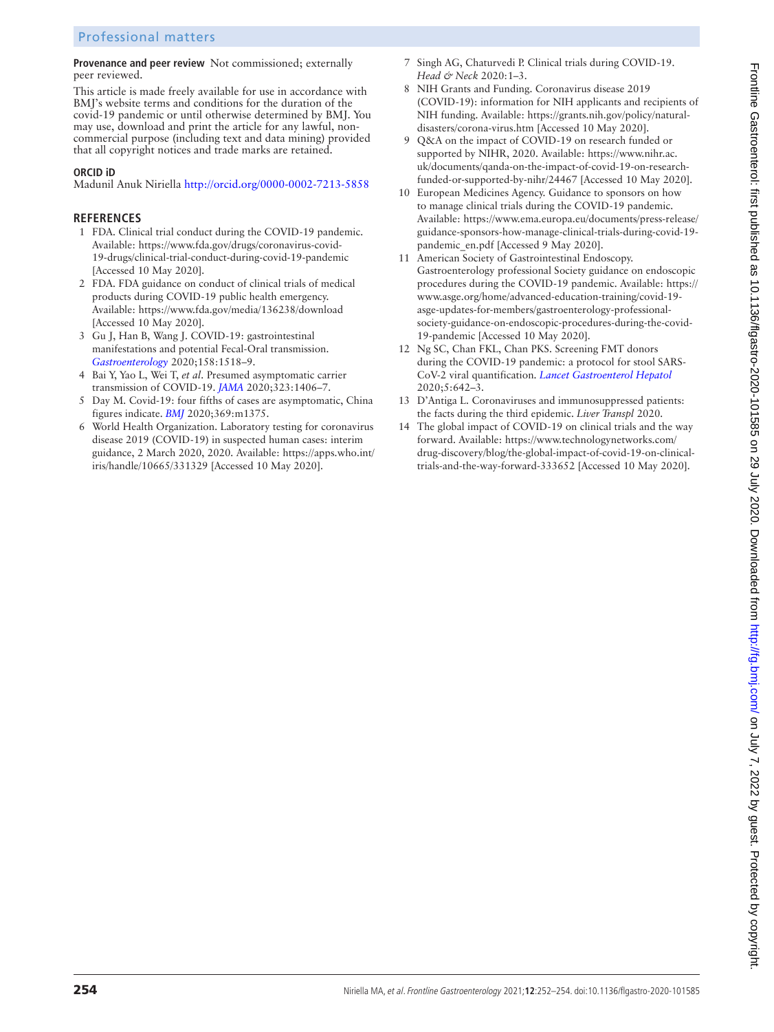**Provenance and peer review** Not commissioned; externally peer reviewed.

This article is made freely available for use in accordance with BMJ's website terms and conditions for the duration of the covid-19 pandemic or until otherwise determined by BMJ. You may use, download and print the article for any lawful, non-commercial purpose (including text and data mining) provided that all copyright notices and trade marks are retained.

**ORCID iD**

Madunil Anuk Niriella http://orcid.org/0000-0002-7213-5858

## REFERENCES

1. FDA. Clinical trial conduct during the COVID-19 pandemic. Available: https://www.fda.gov/drugs/coronavirus-covid-19-drugs/clinical-trial-conduct-during-covid-19-pandemic [Accessed 10 May 2020].
2. FDA. FDA guidance on conduct of clinical trials of medical products during COVID-19 public health emergency. Available: https://www.fda.gov/media/136238/download [Accessed 10 May 2020].
3. Gu J, Han B, Wang J. COVID-19: gastrointestinal manifestations and potential Fecal-Oral transmission. *Gastroenterology* 2020;158:1518–9.
4. Bai Y, Yao L, Wei T, *et al*. Presumed asymptomatic carrier transmission of COVID-19. *JAMA* 2020;323:1406–7.
5. Day M. Covid-19: four fifths of cases are asymptomatic, China figures indicate. *BMJ* 2020;369:m1375.
6. World Health Organization. Laboratory testing for coronavirus disease 2019 (COVID-19) in suspected human cases: interim guidance, 2 March 2020, 2020. Available: https://apps.who.int/iris/handle/10665/331329 [Accessed 10 May 2020].
7. Singh AG, Chaturvedi P. Clinical trials during COVID-19. *Head & Neck* 2020:1–3.
8. NIH Grants and Funding. Coronavirus disease 2019 (COVID-19): information for NIH applicants and recipients of NIH funding. Available: https://grants.nih.gov/policy/natural-disasters/corona-virus.htm [Accessed 10 May 2020].
9. Q&A on the impact of COVID-19 on research funded or supported by NIHR, 2020. Available: https://www.nihr.ac.uk/documents/qanda-on-the-impact-of-covid-19-on-research-funded-or-supported-by-nihr/24467 [Accessed 10 May 2020].
10. European Medicines Agency. Guidance to sponsors on how to manage clinical trials during the COVID-19 pandemic. Available: https://www.ema.europa.eu/documents/press-release/guidance-sponsors-how-manage-clinical-trials-during-covid-19-pandemic_en.pdf [Accessed 9 May 2020].
11. American Society of Gastrointestinal Endoscopy. Gastroenterology professional Society guidance on endoscopic procedures during the COVID-19 pandemic. Available: https://www.asge.org/home/advanced-education-training/covid-19-asge-updates-for-members/gastroenterology-professional-society-guidance-on-endoscopic-procedures-during-the-covid-19-pandemic [Accessed 10 May 2020].
12. Ng SC, Chan FKL, Chan PKS. Screening FMT donors during the COVID-19 pandemic: a protocol for stool SARS-CoV-2 viral quantification. *Lancet Gastroenterol Hepatol* 2020;5:642–3.
13. D'Antiga L. Coronaviruses and immunosuppressed patients: the facts during the third epidemic. *Liver Transpl* 2020.
14. The global impact of COVID-19 on clinical trials and the way forward. Available: https://www.technologynetworks.com/drug-discovery/blog/the-global-impact-of-covid-19-on-clinical-trials-and-the-way-forward-333652 [Accessed 10 May 2020].